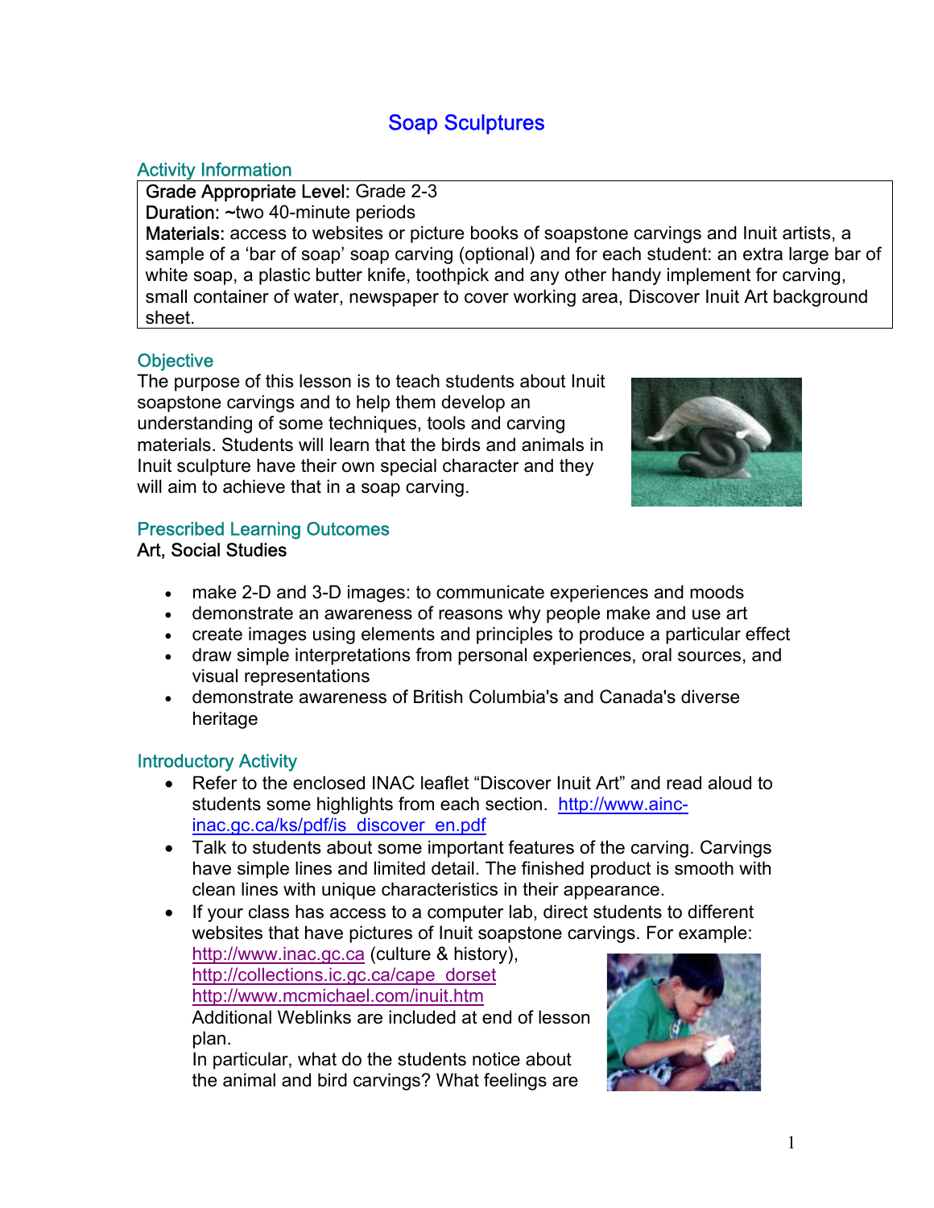# Soap Sculptures

## Activity Information

**Grade Appropriate Level:** Grade 2-3
**Duration:** ~two 40-minute periods
**Materials:** access to websites or picture books of soapstone carvings and Inuit artists, a sample of a 'bar of soap' soap carving (optional) and for each student: an extra large bar of white soap, a plastic butter knife, toothpick and any other handy implement for carving, small container of water, newspaper to cover working area, Discover Inuit Art background sheet.

## Objective

The purpose of this lesson is to teach students about Inuit soapstone carvings and to help them develop an understanding of some techniques, tools and carving materials. Students will learn that the birds and animals in Inuit sculpture have their own special character and they will aim to achieve that in a soap carving.

## Prescribed Learning Outcomes

Art, Social Studies

- make 2-D and 3-D images: to communicate experiences and moods
- demonstrate an awareness of reasons why people make and use art
- create images using elements and principles to produce a particular effect
- draw simple interpretations from personal experiences, oral sources, and visual representations
- demonstrate awareness of British Columbia's and Canada's diverse heritage

## Introductory Activity

- Refer to the enclosed INAC leaflet "Discover Inuit Art" and read aloud to students some highlights from each section. http://www.ainc-inac.gc.ca/ks/pdf/is_discover_en.pdf
- Talk to students about some important features of the carving. Carvings have simple lines and limited detail. The finished product is smooth with clean lines with unique characteristics in their appearance.
- If your class has access to a computer lab, direct students to different websites that have pictures of Inuit soapstone carvings. For example:
  http://www.inac.gc.ca (culture & history),
  http://collections.ic.gc.ca/cape_dorset
  http://www.mcmichael.com/inuit.htm
  Additional Weblinks are included at end of lesson plan.
  In particular, what do the students notice about the animal and bird carvings? What feelings are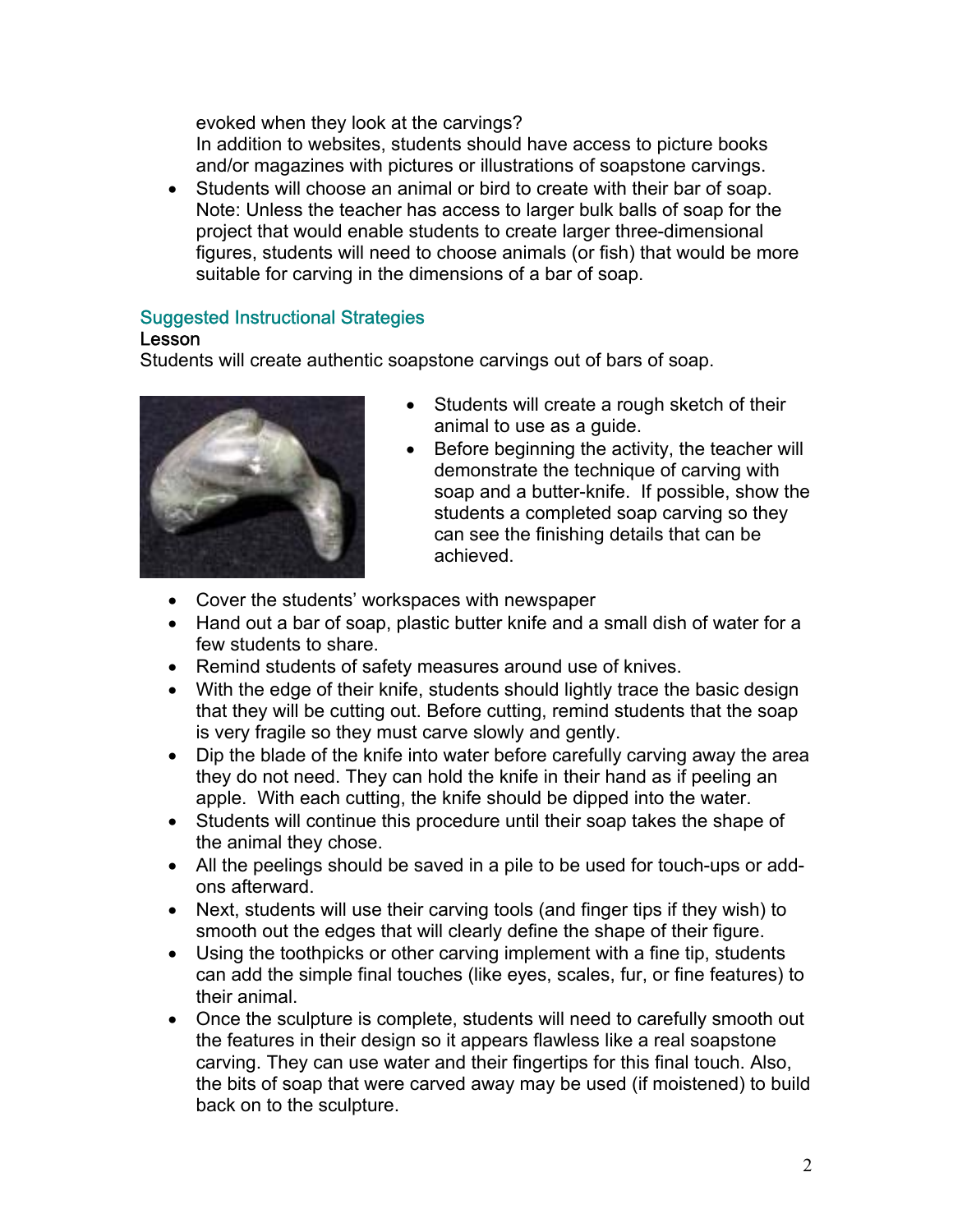evoked when they look at the carvings?
In addition to websites, students should have access to picture books and/or magazines with pictures or illustrations of soapstone carvings.

- Students will choose an animal or bird to create with their bar of soap. Note: Unless the teacher has access to larger bulk balls of soap for the project that would enable students to create larger three-dimensional figures, students will need to choose animals (or fish) that would be more suitable for carving in the dimensions of a bar of soap.

## Suggested Instructional Strategies

### Lesson

Students will create authentic soapstone carvings out of bars of soap.

- Students will create a rough sketch of their animal to use as a guide.
- Before beginning the activity, the teacher will demonstrate the technique of carving with soap and a butter-knife. If possible, show the students a completed soap carving so they can see the finishing details that can be achieved.
- Cover the students' workspaces with newspaper
- Hand out a bar of soap, plastic butter knife and a small dish of water for a few students to share.
- Remind students of safety measures around use of knives.
- With the edge of their knife, students should lightly trace the basic design that they will be cutting out. Before cutting, remind students that the soap is very fragile so they must carve slowly and gently.
- Dip the blade of the knife into water before carefully carving away the area they do not need. They can hold the knife in their hand as if peeling an apple. With each cutting, the knife should be dipped into the water.
- Students will continue this procedure until their soap takes the shape of the animal they chose.
- All the peelings should be saved in a pile to be used for touch-ups or add-ons afterward.
- Next, students will use their carving tools (and finger tips if they wish) to smooth out the edges that will clearly define the shape of their figure.
- Using the toothpicks or other carving implement with a fine tip, students can add the simple final touches (like eyes, scales, fur, or fine features) to their animal.
- Once the sculpture is complete, students will need to carefully smooth out the features in their design so it appears flawless like a real soapstone carving. They can use water and their fingertips for this final touch. Also, the bits of soap that were carved away may be used (if moistened) to build back on to the sculpture.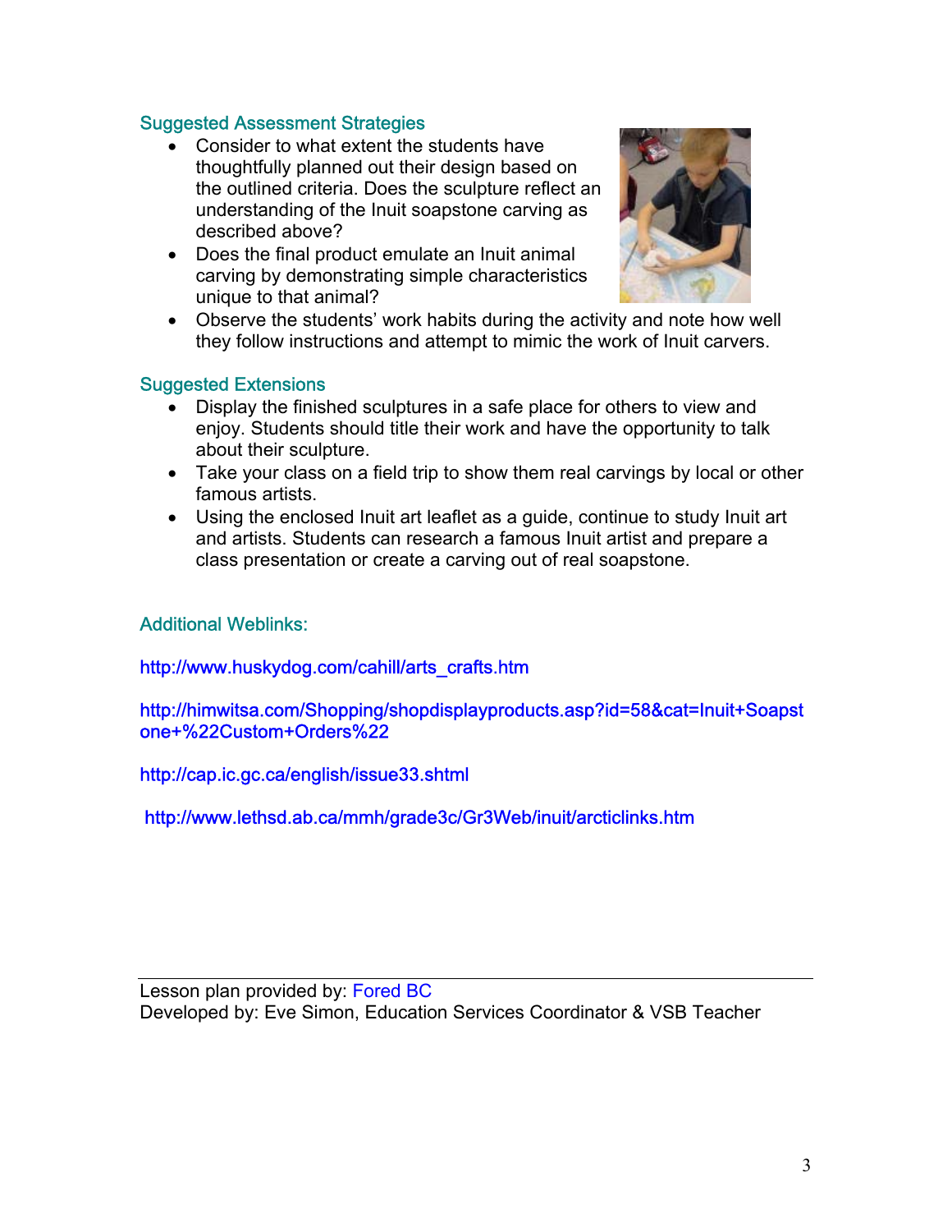## Suggested Assessment Strategies

- Consider to what extent the students have thoughtfully planned out their design based on the outlined criteria. Does the sculpture reflect an understanding of the Inuit soapstone carving as described above?
- Does the final product emulate an Inuit animal carving by demonstrating simple characteristics unique to that animal?
- Observe the students' work habits during the activity and note how well they follow instructions and attempt to mimic the work of Inuit carvers.

## Suggested Extensions

- Display the finished sculptures in a safe place for others to view and enjoy. Students should title their work and have the opportunity to talk about their sculpture.
- Take your class on a field trip to show them real carvings by local or other famous artists.
- Using the enclosed Inuit art leaflet as a guide, continue to study Inuit art and artists. Students can research a famous Inuit artist and prepare a class presentation or create a carving out of real soapstone.

## Additional Weblinks:

http://www.huskydog.com/cahill/arts_crafts.htm

http://himwitsa.com/Shopping/shopdisplayproducts.asp?id=58&cat=Inuit+Soapstone+%22Custom+Orders%22

http://cap.ic.gc.ca/english/issue33.shtml

http://www.lethsd.ab.ca/mmh/grade3c/Gr3Web/inuit/arcticlinks.htm

---

Lesson plan provided by: Fored BC
Developed by: Eve Simon, Education Services Coordinator & VSB Teacher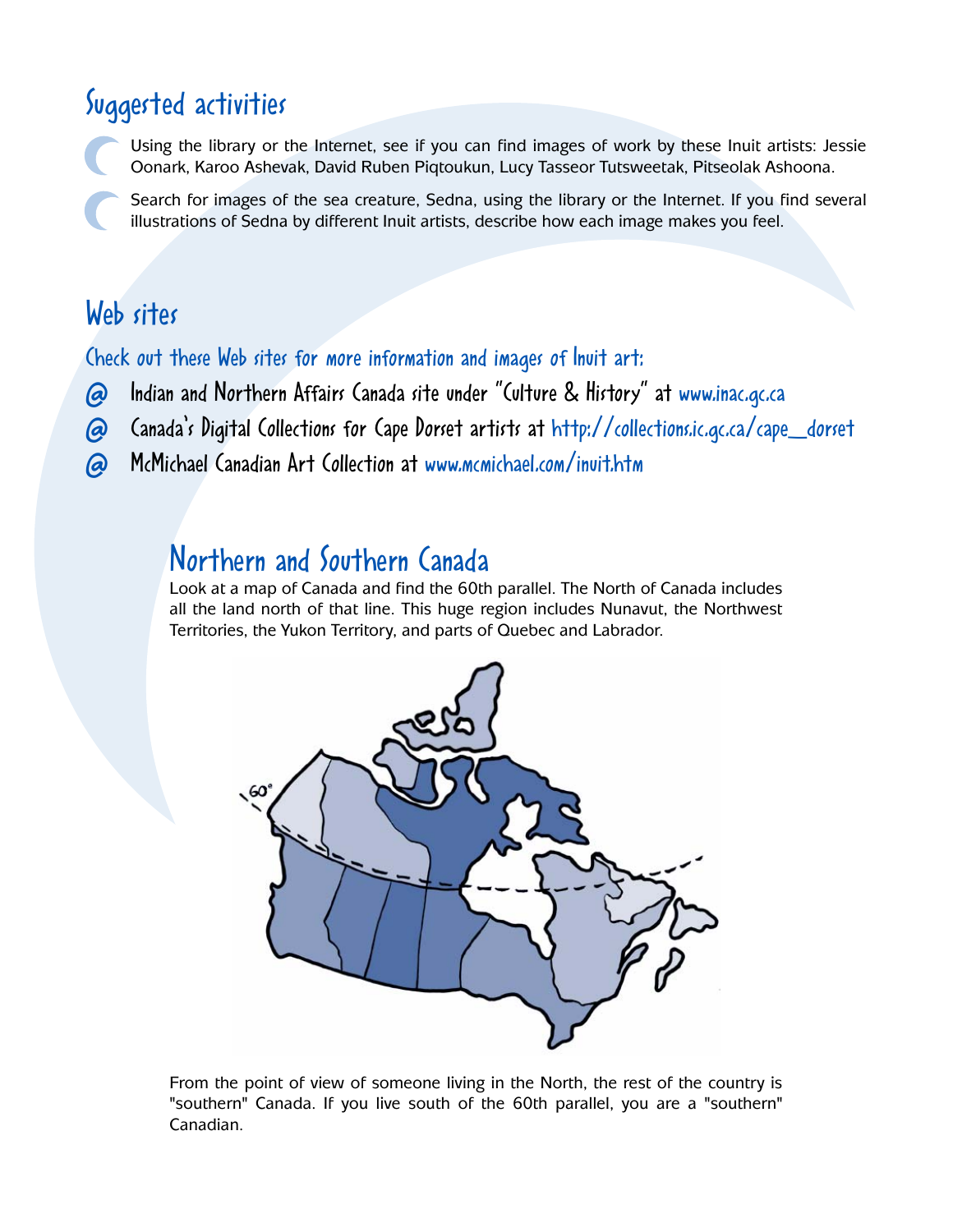## Suggested activities

- Using the library or the Internet, see if you can find images of work by these Inuit artists: Jessie Oonark, Karoo Ashevak, David Ruben Piqtoukun, Lucy Tasseor Tutsweetak, Pitseolak Ashoona.
- Search for images of the sea creature, Sedna, using the library or the Internet. If you find several illustrations of Sedna by different Inuit artists, describe how each image makes you feel.

## Web sites

Check out these Web sites for more information and images of Inuit art:

- Indian and Northern Affairs Canada site under "Culture & History" at www.inac.gc.ca
- Canada's Digital Collections for Cape Dorset artists at http://collections.ic.gc.ca/cape_dorset
- McMichael Canadian Art Collection at www.mcmichael.com/inuit.htm

## Northern and Southern Canada

Look at a map of Canada and find the 60th parallel. The North of Canada includes all the land north of that line. This huge region includes Nunavut, the Northwest Territories, the Yukon Territory, and parts of Quebec and Labrador.

From the point of view of someone living in the North, the rest of the country is "southern" Canada. If you live south of the 60th parallel, you are a "southern" Canadian.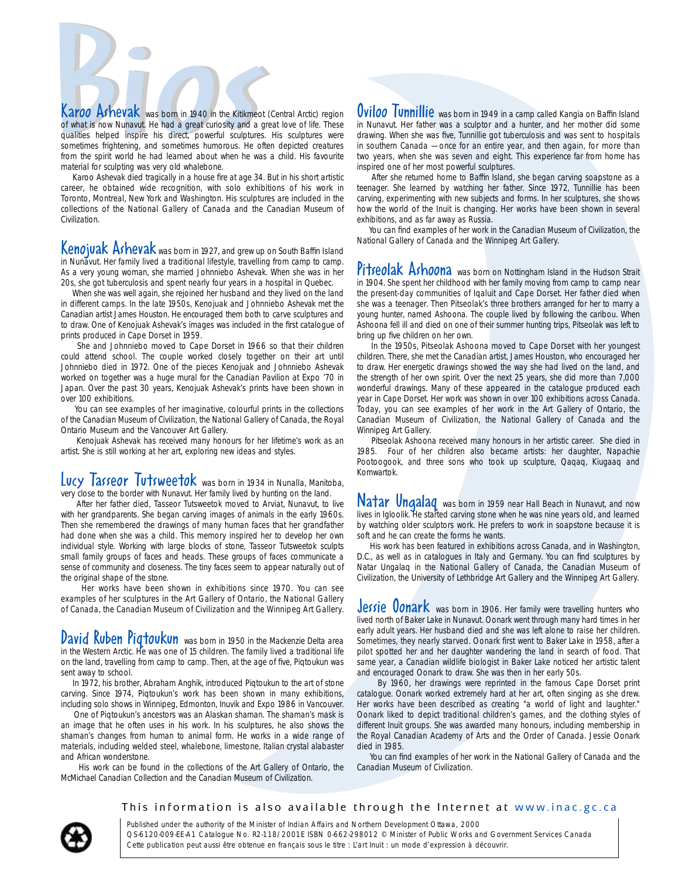# Bios

**Karoo Ashevak** was born in 1940 in the Kitikmeot (Central Arctic) region of what is now Nunavut. He had a great curiosity and a great love of life. These qualities helped inspire his direct, powerful sculptures. His sculptures were sometimes frightening, and sometimes humorous. He often depicted creatures from the spirit world he had learned about when he was a child. His favourite material for sculpting was very old whalebone.

Karoo Ashevak died tragically in a house fire at age 34. But in his short artistic career, he obtained wide recognition, with solo exhibitions of his work in Toronto, Montreal, New York and Washington. His sculptures are included in the collections of the National Gallery of Canada and the Canadian Museum of Civilization.

**Kenojuak Ashevak** was born in 1927, and grew up on South Baffin Island in Nunavut. Her family lived a traditional lifestyle, travelling from camp to camp. As a very young woman, she married Johnniebo Ashevak. When she was in her 20s, she got tuberculosis and spent nearly four years in a hospital in Quebec.

When she was well again, she rejoined her husband and they lived on the land in different camps. In the late 1950s, Kenojuak and Johnniebo Ashevak met the Canadian artist James Houston. He encouraged them both to carve sculptures and to draw. One of Kenojuak Ashevak's images was included in the first catalogue of prints produced in Cape Dorset in 1959.

She and Johnniebo moved to Cape Dorset in 1966 so that their children could attend school. The couple worked closely together on their art until Johnniebo died in 1972. One of the pieces Kenojuak and Johnniebo Ashevak worked on together was a huge mural for the Canadian Pavilion at Expo '70 in Japan. Over the past 30 years, Kenojuak Ashevak's prints have been shown in over 100 exhibitions.

You can see examples of her imaginative, colourful prints in the collections of the Canadian Museum of Civilization, the National Gallery of Canada, the Royal Ontario Museum and the Vancouver Art Gallery.

Kenojuak Ashevak has received many honours for her lifetime's work as an artist. She is still working at her art, exploring new ideas and styles.

**Lucy Tasseor Tutsweetok** was born in 1934 in Nunalla, Manitoba, very close to the border with Nunavut. Her family lived by hunting on the land.

After her father died, Tasseor Tutsweetok moved to Arviat, Nunavut, to live with her grandparents. She began carving images of animals in the early 1960s. Then she remembered the drawings of many human faces that her grandfather had done when she was a child. This memory inspired her to develop her own individual style. Working with large blocks of stone, Tasseor Tutsweetok sculpts small family groups of faces and heads. These groups of faces communicate a sense of community and closeness. The tiny faces seem to appear naturally out of the original shape of the stone.

Her works have been shown in exhibitions since 1970. You can see examples of her sculptures in the Art Gallery of Ontario, the National Gallery of Canada, the Canadian Museum of Civilization and the Winnipeg Art Gallery.

**David Ruben Piqtoukun** was born in 1950 in the Mackenzie Delta area in the Western Arctic. He was one of 15 children. The family lived a traditional life on the land, travelling from camp to camp. Then, at the age of five, Piqtoukun was sent away to school.

In 1972, his brother, Abraham Anghik, introduced Piqtoukun to the art of stone carving. Since 1974, Piqtoukun's work has been shown in many exhibitions, including solo shows in Winnipeg, Edmonton, Inuvik and Expo 1986 in Vancouver.

One of Piqtoukun's ancestors was an Alaskan shaman. The shaman's mask is an image that he often uses in his work. In his sculptures, he also shows the shaman's changes from human to animal form. He works in a wide range of materials, including welded steel, whalebone, limestone, Italian crystal alabaster and African wonderstone.

His work can be found in the collections of the Art Gallery of Ontario, the McMichael Canadian Collection and the Canadian Museum of Civilization.

**Oviloo Tunnillie** was born in 1949 in a camp called Kangia on Baffin Island in Nunavut. Her father was a sculptor and a hunter, and her mother did some drawing. When she was five, Tunnillie got tuberculosis and was sent to hospitals in southern Canada — once for an entire year, and then again, for more than two years, when she was seven and eight. This experience far from home has inspired one of her most powerful sculptures.

After she returned home to Baffin Island, she began carving soapstone as a teenager. She learned by watching her father. Since 1972, Tunnillie has been carving, experimenting with new subjects and forms. In her sculptures, she shows how the world of the Inuit is changing. Her works have been shown in several exhibitions, and as far away as Russia.

You can find examples of her work in the Canadian Museum of Civilization, the National Gallery of Canada and the Winnipeg Art Gallery.

**Pitseolak Ashoona** was born on Nottingham Island in the Hudson Strait in 1904. She spent her childhood with her family moving from camp to camp near the present-day communities of Iqaluit and Cape Dorset. Her father died when she was a teenager. Then Pitseolak's three brothers arranged for her to marry a young hunter, named Ashoona. The couple lived by following the caribou. When Ashoona fell ill and died on one of their summer hunting trips, Pitseolak was left to bring up five children on her own.

In the 1950s, Pitseolak Ashoona moved to Cape Dorset with her youngest children. There, she met the Canadian artist, James Houston, who encouraged her to draw. Her energetic drawings showed the way she had lived on the land, and the strength of her own spirit. Over the next 25 years, she did more than 7,000 wonderful drawings. Many of these appeared in the catalogue produced each year in Cape Dorset. Her work was shown in over 100 exhibitions across Canada. Today, you can see examples of her work in the Art Gallery of Ontario, the Canadian Museum of Civilization, the National Gallery of Canada and the Winnipeg Art Gallery.

Pitseolak Ashoona received many honours in her artistic career. She died in 1985. Four of her children also became artists: her daughter, Napachie Pootoogook, and three sons who took up sculpture, Qaqaq, Kiugaaq and Komwartok.

**Natar Ungalaq** was born in 1959 near Hall Beach in Nunavut, and now lives in Igloolik. He started carving stone when he was nine years old, and learned by watching older sculptors work. He prefers to work in soapstone because it is soft and he can create the forms he wants.

His work has been featured in exhibitions across Canada, and in Washington, D.C., as well as in catalogues in Italy and Germany. You can find sculptures by Natar Ungalaq in the National Gallery of Canada, the Canadian Museum of Civilization, the University of Lethbridge Art Gallery and the Winnipeg Art Gallery.

**Jessie Oonark** was born in 1906. Her family were travelling hunters who lived north of Baker Lake in Nunavut. Oonark went through many hard times in her early adult years. Her husband died and she was left alone to raise her children. Sometimes, they nearly starved. Oonark first went to Baker Lake in 1958, after a pilot spotted her and her daughter wandering the land in search of food. That same year, a Canadian wildlife biologist in Baker Lake noticed her artistic talent and encouraged Oonark to draw. She was then in her early 50s.

By 1960, her drawings were reprinted in the famous Cape Dorset print catalogue. Oonark worked extremely hard at her art, often singing as she drew. Her works have been described as creating "a world of light and laughter." Oonark liked to depict traditional children's games, and the clothing styles of different Inuit groups. She was awarded many honours, including membership in the Royal Canadian Academy of Arts and the Order of Canada. Jessie Oonark died in 1985.

You can find examples of her work in the National Gallery of Canada and the Canadian Museum of Civilization.

This information is also available through the Internet at www.inac.gc.ca

Published under the authority of the Minister of Indian Affairs and Northern Development Ottawa, 2000
QS-6120-009-EE-A1 Catalogue No. R2-118/2001E ISBN 0-662-298012 © Minister of Public Works and Government Services Canada
Cette publication peut aussi être obtenue en français sous le titre : L'art Inuit : un mode d'expression à découvrir.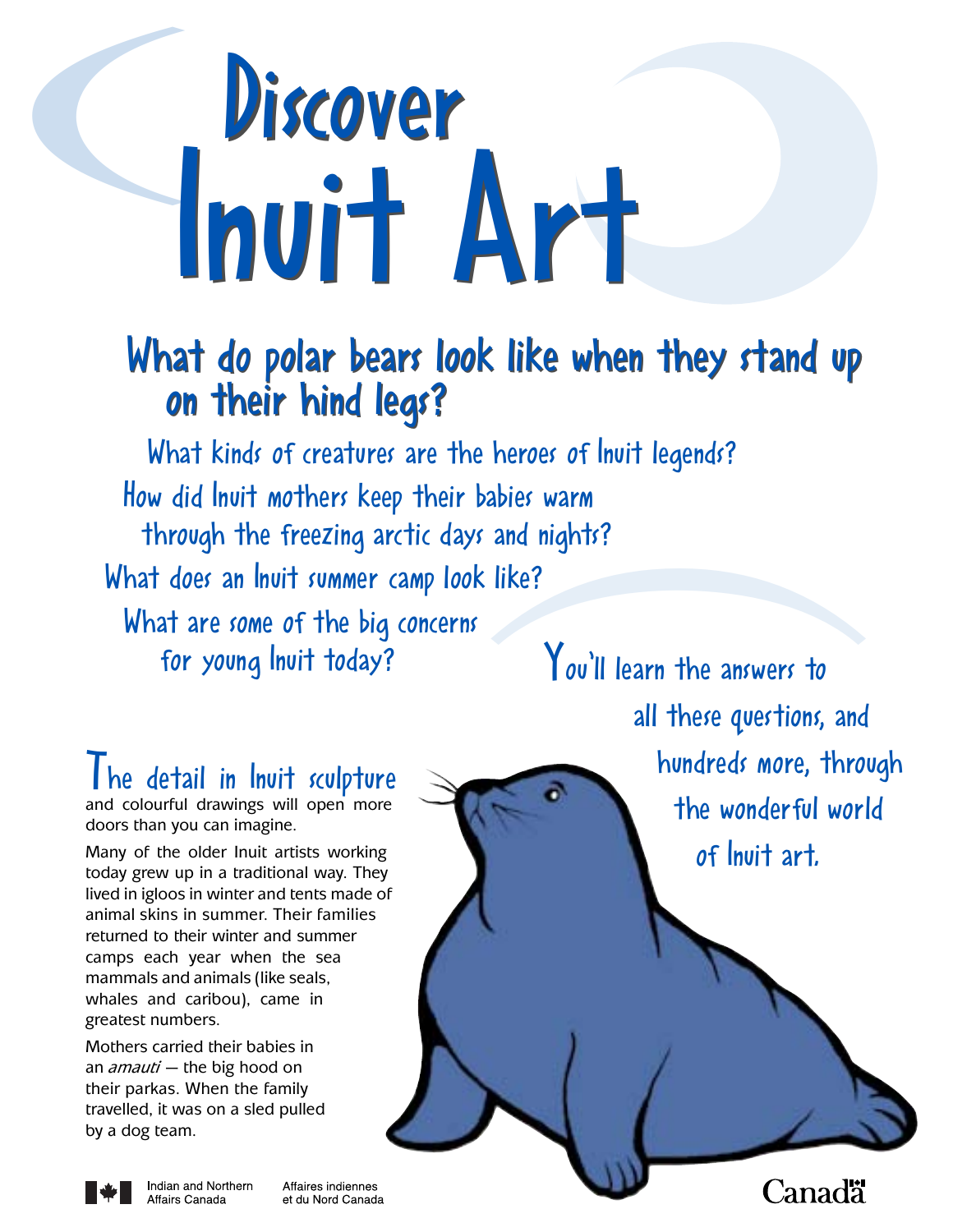# Discover Inuit Art

## What do polar bears look like when they stand up on their hind legs?

What kinds of creatures are the heroes of Inuit legends?

How did Inuit mothers keep their babies warm through the freezing arctic days and nights?

What does an Inuit summer camp look like?

What are some of the big concerns for young Inuit today?

You'll learn the answers to all these questions, and hundreds more, through the wonderful world of Inuit art.

### The detail in Inuit sculpture

and colourful drawings will open more doors than you can imagine.

Many of the older Inuit artists working today grew up in a traditional way. They lived in igloos in winter and tents made of animal skins in summer. Their families returned to their winter and summer camps each year when the sea mammals and animals (like seals, whales and caribou), came in greatest numbers.

Mothers carried their babies in an *amauti* — the big hood on their parkas. When the family travelled, it was on a sled pulled by a dog team.

Indian and Northern Affairs Canada · Affaires indiennes et du Nord Canada

Canada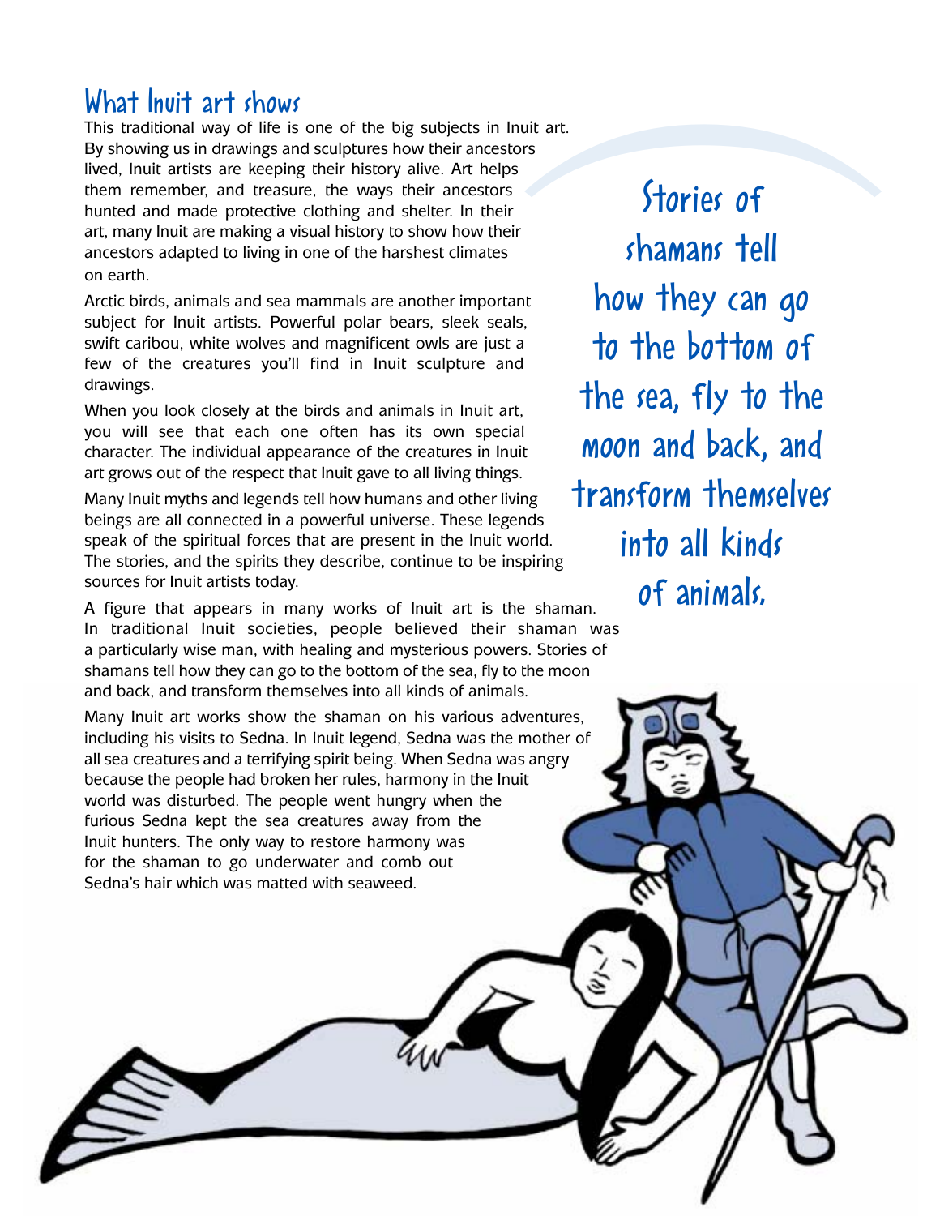## What Inuit art shows

This traditional way of life is one of the big subjects in Inuit art. By showing us in drawings and sculptures how their ancestors lived, Inuit artists are keeping their history alive. Art helps them remember, and treasure, the ways their ancestors hunted and made protective clothing and shelter. In their art, many Inuit are making a visual history to show how their ancestors adapted to living in one of the harshest climates on earth.

Arctic birds, animals and sea mammals are another important subject for Inuit artists. Powerful polar bears, sleek seals, swift caribou, white wolves and magnificent owls are just a few of the creatures you'll find in Inuit sculpture and drawings.

When you look closely at the birds and animals in Inuit art, you will see that each one often has its own special character. The individual appearance of the creatures in Inuit art grows out of the respect that Inuit gave to all living things.

Many Inuit myths and legends tell how humans and other living beings are all connected in a powerful universe. These legends speak of the spiritual forces that are present in the Inuit world. The stories, and the spirits they describe, continue to be inspiring sources for Inuit artists today.

A figure that appears in many works of Inuit art is the shaman. In traditional Inuit societies, people believed their shaman was a particularly wise man, with healing and mysterious powers. Stories of shamans tell how they can go to the bottom of the sea, fly to the moon and back, and transform themselves into all kinds of animals.

> Stories of shamans tell how they can go to the bottom of the sea, fly to the moon and back, and transform themselves into all kinds of animals.

Many Inuit art works show the shaman on his various adventures, including his visits to Sedna. In Inuit legend, Sedna was the mother of all sea creatures and a terrifying spirit being. When Sedna was angry because the people had broken her rules, harmony in the Inuit world was disturbed. The people went hungry when the furious Sedna kept the sea creatures away from the Inuit hunters. The only way to restore harmony was for the shaman to go underwater and comb out Sedna's hair which was matted with seaweed.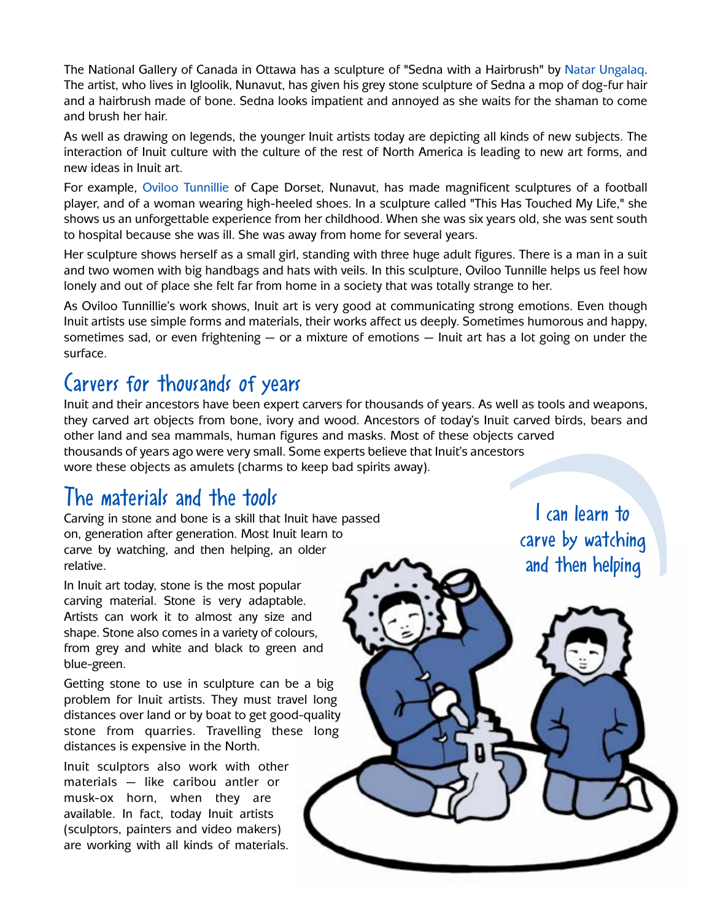The National Gallery of Canada in Ottawa has a sculpture of "Sedna with a Hairbrush" by Natar Ungalaq. The artist, who lives in Igloolik, Nunavut, has given his grey stone sculpture of Sedna a mop of dog-fur hair and a hairbrush made of bone. Sedna looks impatient and annoyed as she waits for the shaman to come and brush her hair.

As well as drawing on legends, the younger Inuit artists today are depicting all kinds of new subjects. The interaction of Inuit culture with the culture of the rest of North America is leading to new art forms, and new ideas in Inuit art.

For example, Oviloo Tunnillie of Cape Dorset, Nunavut, has made magnificent sculptures of a football player, and of a woman wearing high-heeled shoes. In a sculpture called "This Has Touched My Life," she shows us an unforgettable experience from her childhood. When she was six years old, she was sent south to hospital because she was ill. She was away from home for several years.

Her sculpture shows herself as a small girl, standing with three huge adult figures. There is a man in a suit and two women with big handbags and hats with veils. In this sculpture, Oviloo Tunnille helps us feel how lonely and out of place she felt far from home in a society that was totally strange to her.

As Oviloo Tunnillie's work shows, Inuit art is very good at communicating strong emotions. Even though Inuit artists use simple forms and materials, their works affect us deeply. Sometimes humorous and happy, sometimes sad, or even frightening — or a mixture of emotions — Inuit art has a lot going on under the surface.

## Carvers for thousands of years

Inuit and their ancestors have been expert carvers for thousands of years. As well as tools and weapons, they carved art objects from bone, ivory and wood. Ancestors of today's Inuit carved birds, bears and other land and sea mammals, human figures and masks. Most of these objects carved thousands of years ago were very small. Some experts believe that Inuit's ancestors wore these objects as amulets (charms to keep bad spirits away).

## The materials and the tools

Carving in stone and bone is a skill that Inuit have passed on, generation after generation. Most Inuit learn to carve by watching, and then helping, an older relative.

In Inuit art today, stone is the most popular carving material. Stone is very adaptable. Artists can work it to almost any size and shape. Stone also comes in a variety of colours, from grey and white and black to green and blue-green.

Getting stone to use in sculpture can be a big problem for Inuit artists. They must travel long distances over land or by boat to get good-quality stone from quarries. Travelling these long distances is expensive in the North.

Inuit sculptors also work with other materials — like caribou antler or musk-ox horn, when they are available. In fact, today Inuit artists (sculptors, painters and video makers) are working with all kinds of materials.

I can learn to carve by watching and then helping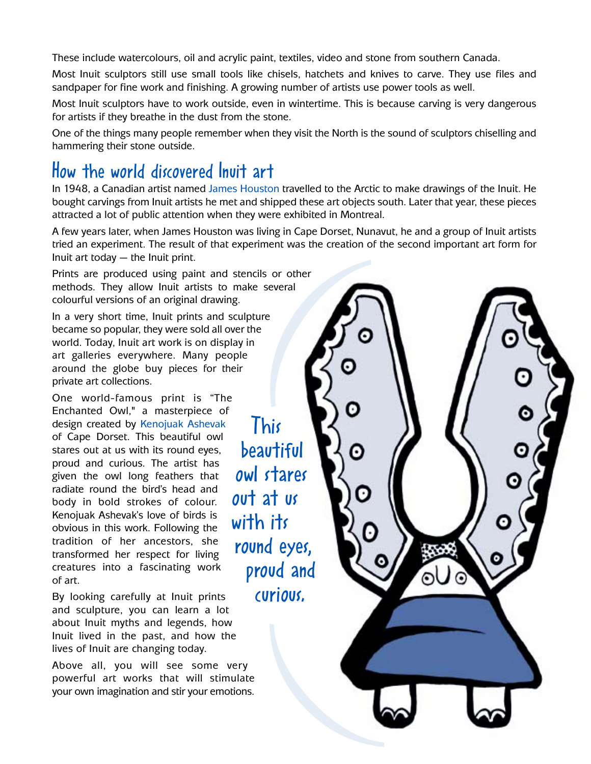These include watercolours, oil and acrylic paint, textiles, video and stone from southern Canada.

Most Inuit sculptors still use small tools like chisels, hatchets and knives to carve. They use files and sandpaper for fine work and finishing. A growing number of artists use power tools as well.

Most Inuit sculptors have to work outside, even in wintertime. This is because carving is very dangerous for artists if they breathe in the dust from the stone.

One of the things many people remember when they visit the North is the sound of sculptors chiselling and hammering their stone outside.

## How the world discovered Inuit art

In 1948, a Canadian artist named James Houston travelled to the Arctic to make drawings of the Inuit. He bought carvings from Inuit artists he met and shipped these art objects south. Later that year, these pieces attracted a lot of public attention when they were exhibited in Montreal.

A few years later, when James Houston was living in Cape Dorset, Nunavut, he and a group of Inuit artists tried an experiment. The result of that experiment was the creation of the second important art form for Inuit art today — the Inuit print.

Prints are produced using paint and stencils or other methods. They allow Inuit artists to make several colourful versions of an original drawing.

In a very short time, Inuit prints and sculpture became so popular, they were sold all over the world. Today, Inuit art work is on display in art galleries everywhere. Many people around the globe buy pieces for their private art collections.

One world-famous print is "The Enchanted Owl," a masterpiece of design created by Kenojuak Ashevak of Cape Dorset. This beautiful owl stares out at us with its round eyes, proud and curious. The artist has given the owl long feathers that radiate round the bird's head and body in bold strokes of colour. Kenojuak Ashevak's love of birds is obvious in this work. Following the tradition of her ancestors, she transformed her respect for living creatures into a fascinating work of art.

By looking carefully at Inuit prints and sculpture, you can learn a lot about Inuit myths and legends, how Inuit lived in the past, and how the lives of Inuit are changing today.

Above all, you will see some very powerful art works that will stimulate your own imagination and stir your emotions.

This beautiful owl stares out at us with its round eyes, proud and curious.